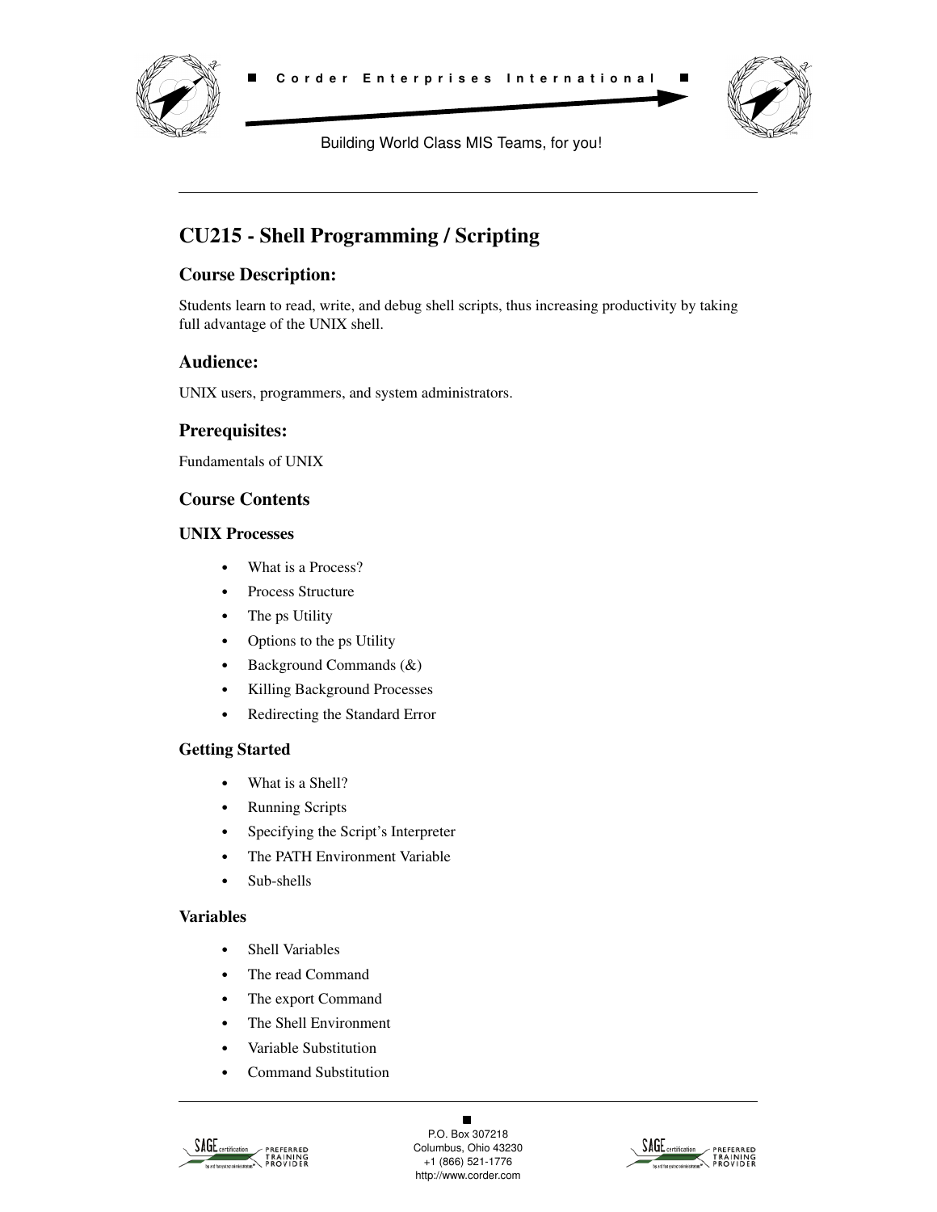# CU215 - Shell Programming / Scripting

## Course Description:

Students learn to read, write, and debug shell scripts, thus increasing productivity by taking full advantage of the UNIX shell.

## Audience:

UNIX users, programmers, and system administrators.

## Prerequisites:

Fundamentals of UNIX

## Course Contents

### UNIX Processes

- What is a Process?
- Process Structure
- The ps Utility
- Options to the ps Utility
- Background Commands (&)
- Killing Background Processes
- Redirecting the Standard Error

### Getting Started

- What is a Shell?
- Running Scripts
- Specifying the Script's Interpreter
- The PATH Environment Variable
- Sub-shells

### Variables

- Shell Variables
- The read Command
- The export Command
- The Shell Environment
- Variable Substitution
- Command Substitution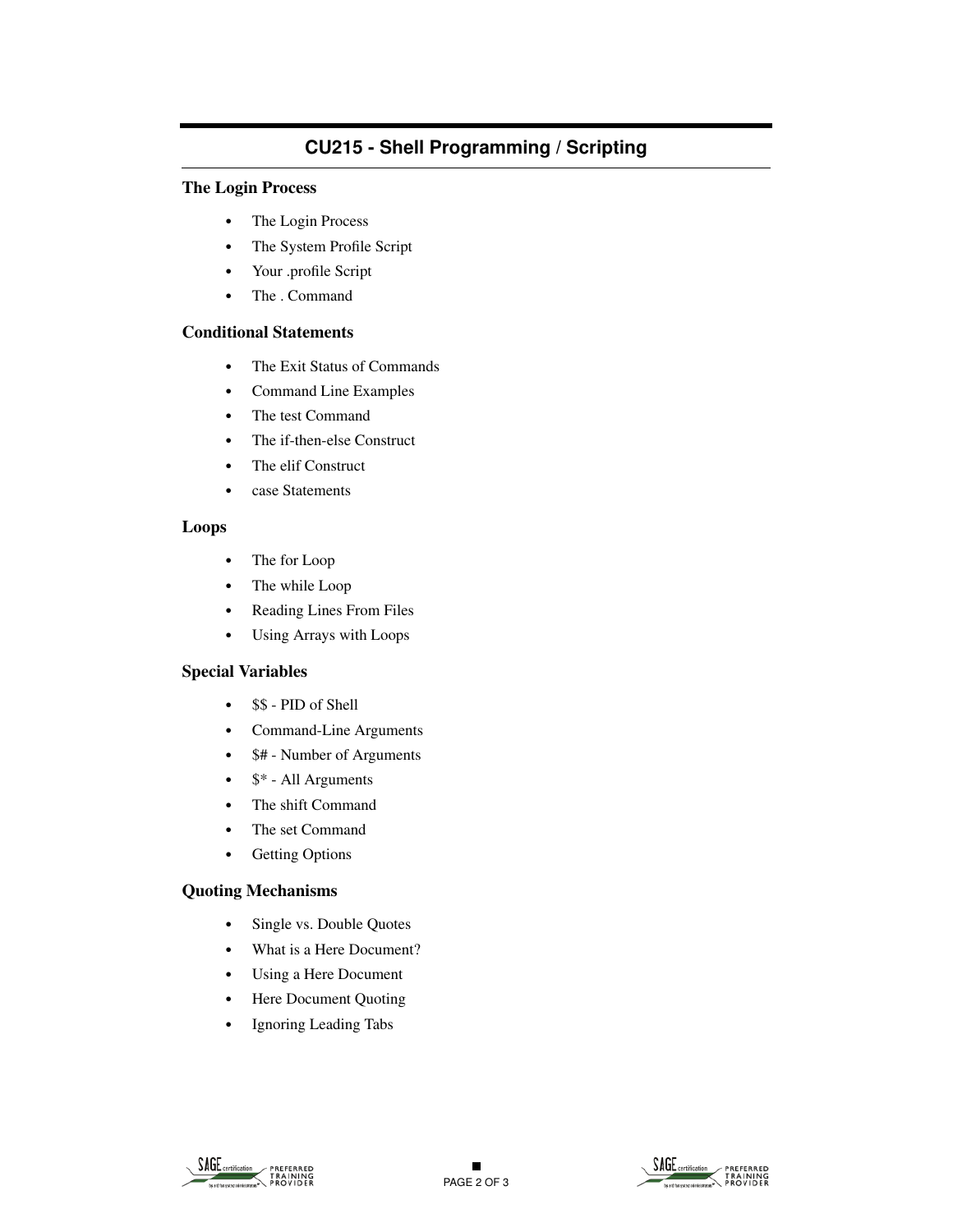# CU215 - Shell Programming / Scripting

## The Login Process

- The Login Process
- The System Profile Script
- Your .profile Script
- The . Command

## Conditional Statements

- The Exit Status of Commands
- Command Line Examples
- The test Command
- The if-then-else Construct
- The elif Construct
- case Statements

## Loops

- The for Loop
- The while Loop
- Reading Lines From Files
- Using Arrays with Loops

## Special Variables

- $$ - PID of Shell
- Command-Line Arguments
- $# - Number of Arguments
- $* - All Arguments
- The shift Command
- The set Command
- Getting Options

## Quoting Mechanisms

- Single vs. Double Quotes
- What is a Here Document?
- Using a Here Document
- Here Document Quoting
- Ignoring Leading Tabs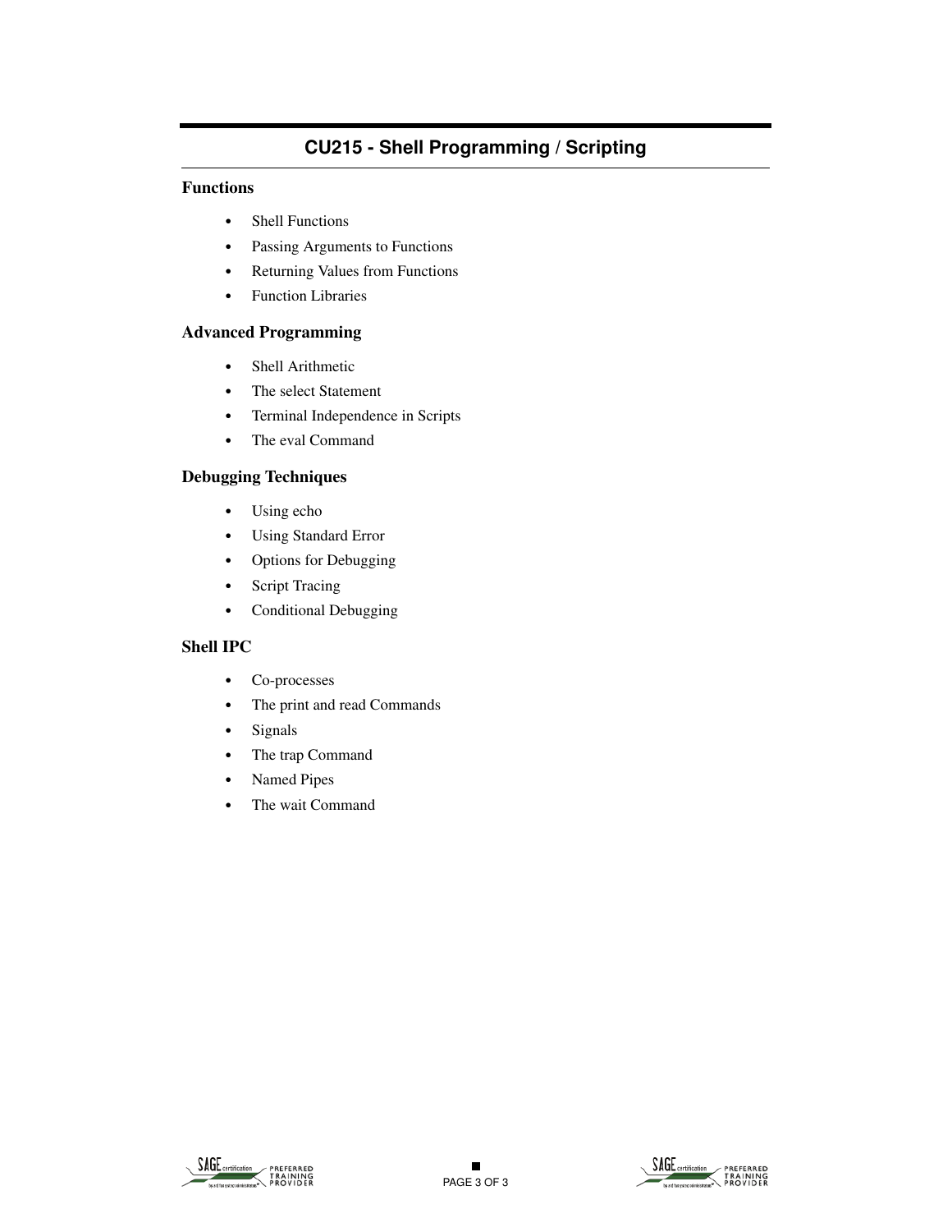## CU215 - Shell Programming / Scripting

### Functions

- Shell Functions
- Passing Arguments to Functions
- Returning Values from Functions
- Function Libraries

### Advanced Programming

- Shell Arithmetic
- The select Statement
- Terminal Independence in Scripts
- The eval Command

### Debugging Techniques

- Using echo
- Using Standard Error
- Options for Debugging
- Script Tracing
- Conditional Debugging

### Shell IPC

- Co-processes
- The print and read Commands
- Signals
- The trap Command
- Named Pipes
- The wait Command